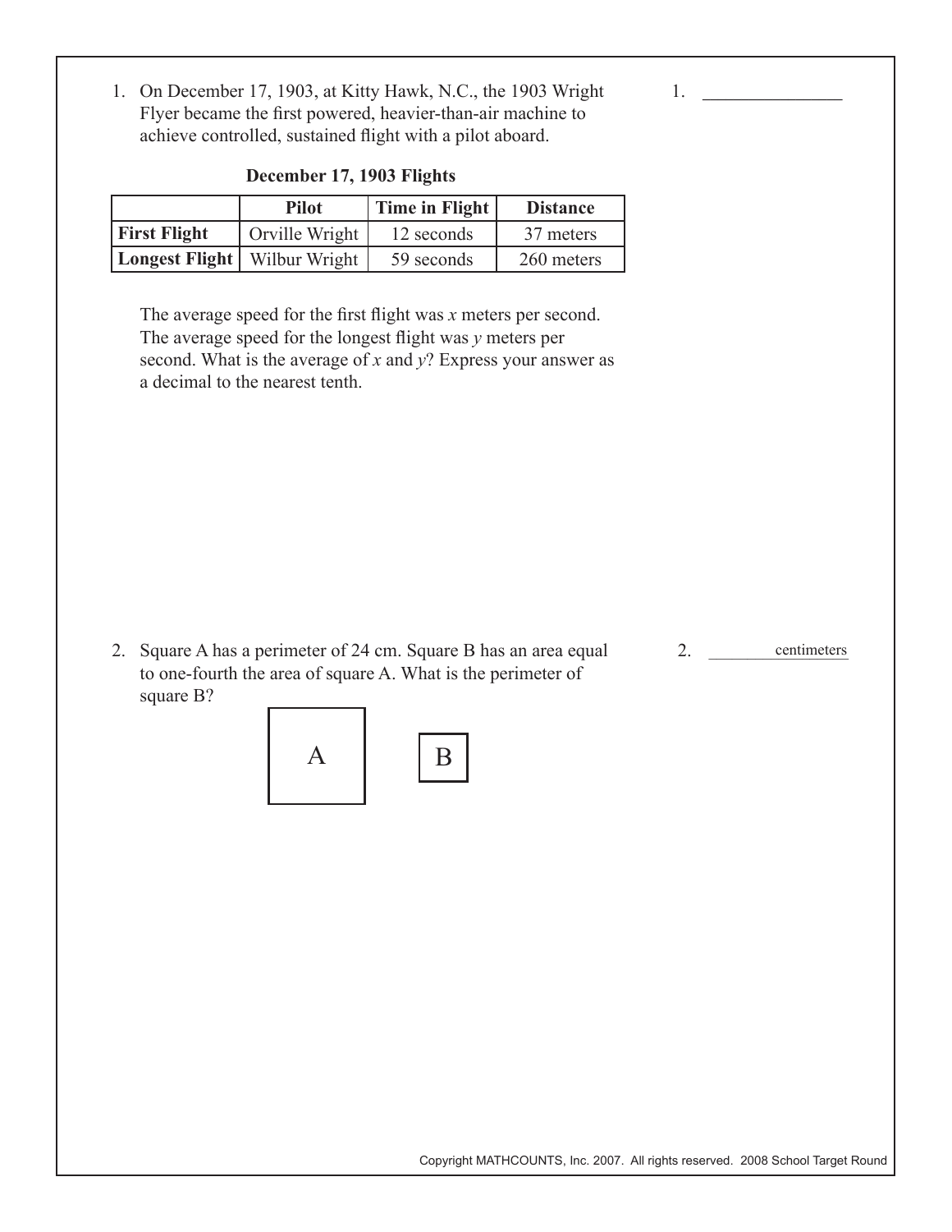1. On December 17, 1903, at Kitty Hawk, N.C., the 1903 Wright Flyer became the first powered, heavier-than-air machine to achieve controlled, sustained flight with a pilot aboard.

1. _______________

**December 17, 1903 Flights**

| | Pilot | Time in Flight | Distance |
|---|---|---|---|
| **First Flight** | Orville Wright | 12 seconds | 37 meters |
| **Longest Flight** | Wilbur Wright | 59 seconds | 260 meters |

The average speed for the first flight was $x$ meters per second. The average speed for the longest flight was $y$ meters per second. What is the average of $x$ and $y$? Express your answer as a decimal to the nearest tenth.

2. Square A has a perimeter of 24 cm. Square B has an area equal to one-fourth the area of square A. What is the perimeter of square B?

2. _______________ centimeters

A B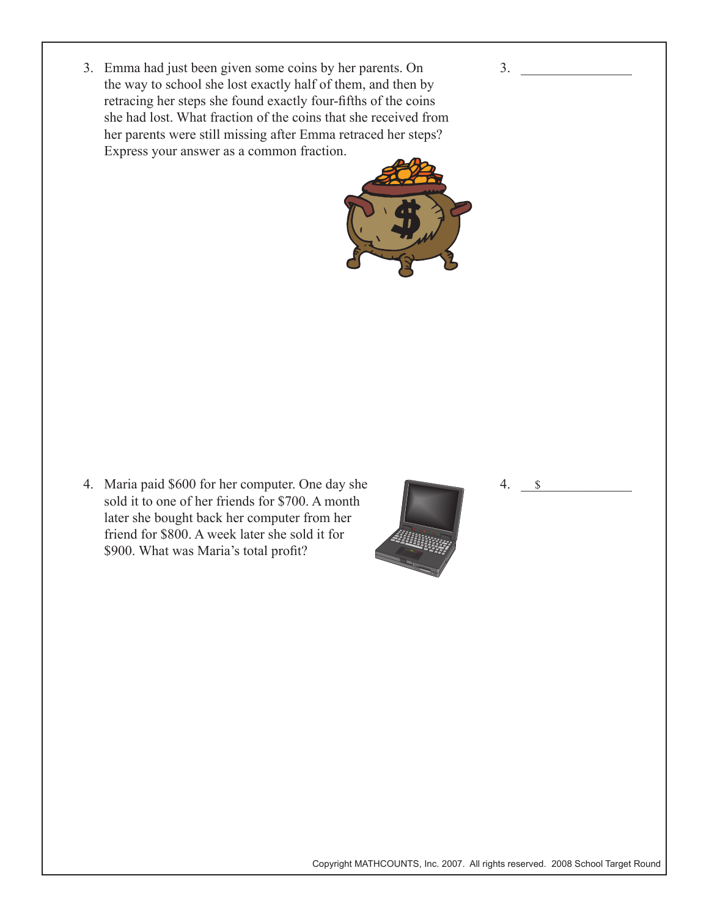3. Emma had just been given some coins by her parents. On the way to school she lost exactly half of them, and then by retracing her steps she found exactly four-fifths of the coins she had lost. What fraction of the coins that she received from her parents were still missing after Emma retraced her steps? Express your answer as a common fraction.

3. ________________

4. Maria paid $600 for her computer. One day she sold it to one of her friends for $700. A month later she bought back her computer from her friend for $800. A week later she sold it for $900. What was Maria's total profit?

4. $ ________________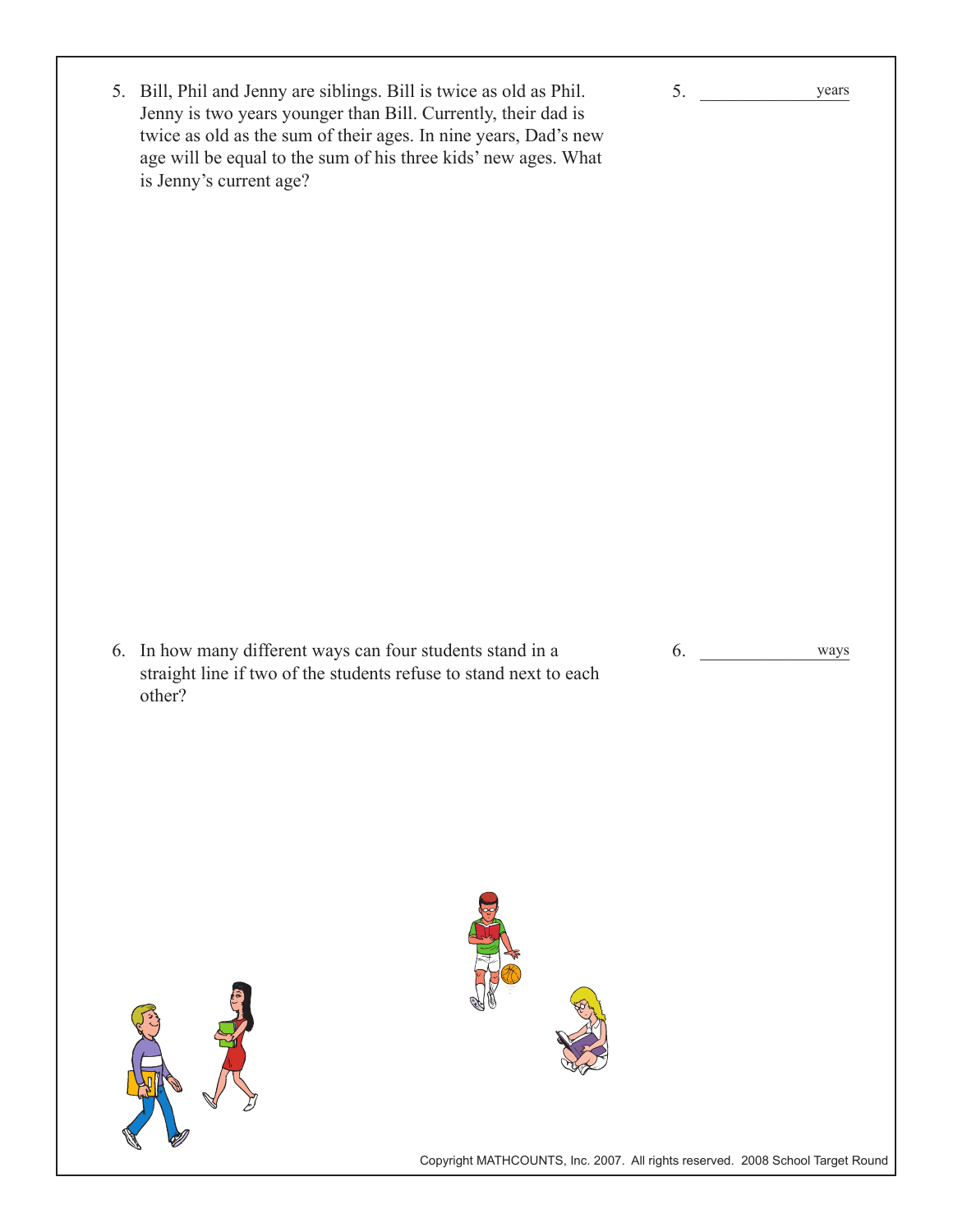5. Bill, Phil and Jenny are siblings. Bill is twice as old as Phil. Jenny is two years younger than Bill. Currently, their dad is twice as old as the sum of their ages. In nine years, Dad's new age will be equal to the sum of his three kids' new ages. What is Jenny's current age?

5. ______________ years

6. In how many different ways can four students stand in a straight line if two of the students refuse to stand next to each other?

6. ______________ ways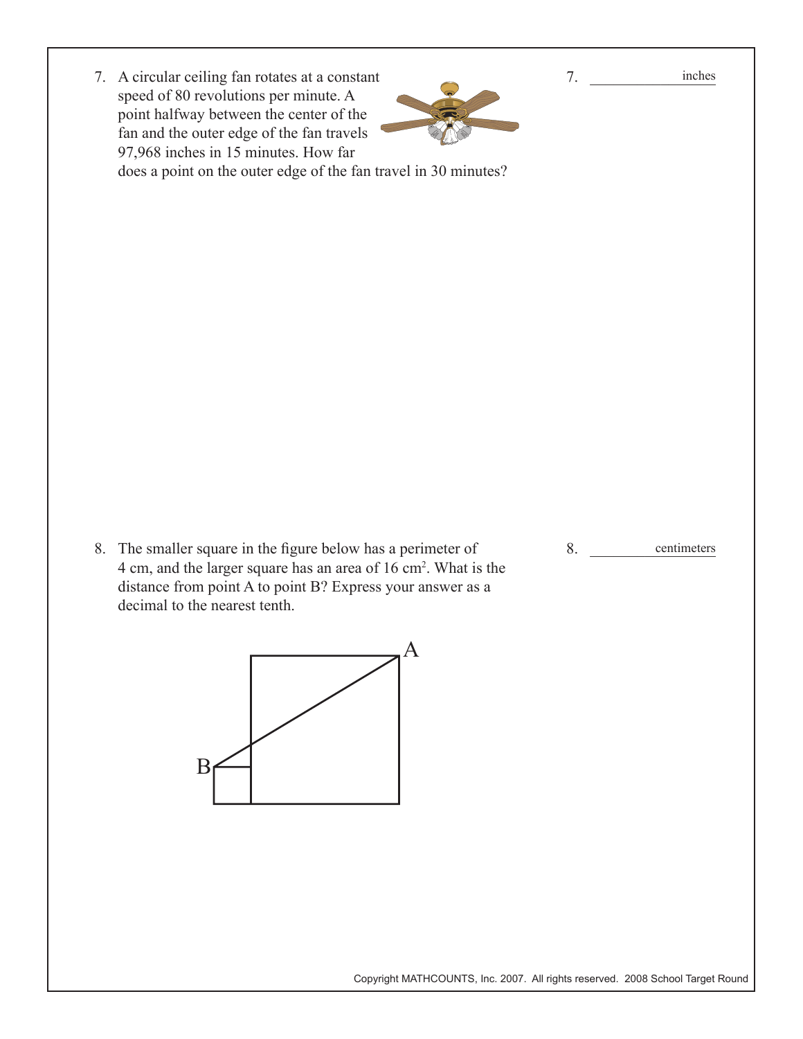7. A circular ceiling fan rotates at a constant speed of 80 revolutions per minute. A point halfway between the center of the fan and the outer edge of the fan travels 97,968 inches in 15 minutes. How far does a point on the outer edge of the fan travel in 30 minutes?

7. ____________ inches

8. The smaller square in the figure below has a perimeter of 4 cm, and the larger square has an area of 16 $cm^2$. What is the distance from point A to point B? Express your answer as a decimal to the nearest tenth.

8. ____________ centimeters

A

B